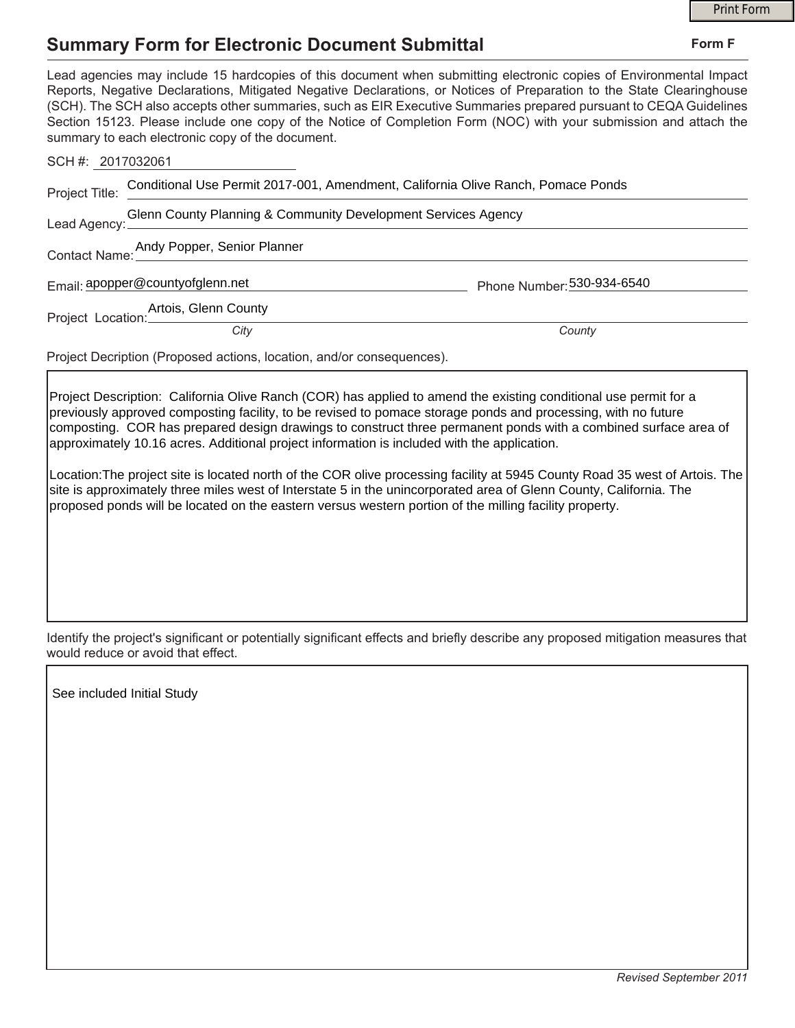Print Form

# Summary Form for Electronic Document Submittal

**Form F**

Lead agencies may include 15 hardcopies of this document when submitting electronic copies of Environmental Impact Reports, Negative Declarations, Mitigated Negative Declarations, or Notices of Preparation to the State Clearinghouse (SCH). The SCH also accepts other summaries, such as EIR Executive Summaries prepared pursuant to CEQA Guidelines Section 15123. Please include one copy of the Notice of Completion Form (NOC) with your submission and attach the summary to each electronic copy of the document.

SCH #: 2017032061

Project Title: Conditional Use Permit 2017-001, Amendment, California Olive Ranch, Pomace Ponds

Lead Agency: Glenn County Planning & Community Development Services Agency

Contact Name: Andy Popper, Senior Planner

Email: apopper@countyofglenn.net

Phone Number: 530-934-6540

Project Location: Artois, Glenn County

*City* *County*

Project Decription (Proposed actions, location, and/or consequences).

Project Description: California Olive Ranch (COR) has applied to amend the existing conditional use permit for a previously approved composting facility, to be revised to pomace storage ponds and processing, with no future composting. COR has prepared design drawings to construct three permanent ponds with a combined surface area of approximately 10.16 acres. Additional project information is included with the application.

Location:The project site is located north of the COR olive processing facility at 5945 County Road 35 west of Artois. The site is approximately three miles west of Interstate 5 in the unincorporated area of Glenn County, California. The proposed ponds will be located on the eastern versus western portion of the milling facility property.

Identify the project's significant or potentially significant effects and briefly describe any proposed mitigation measures that would reduce or avoid that effect.

See included Initial Study

*Revised September 2011*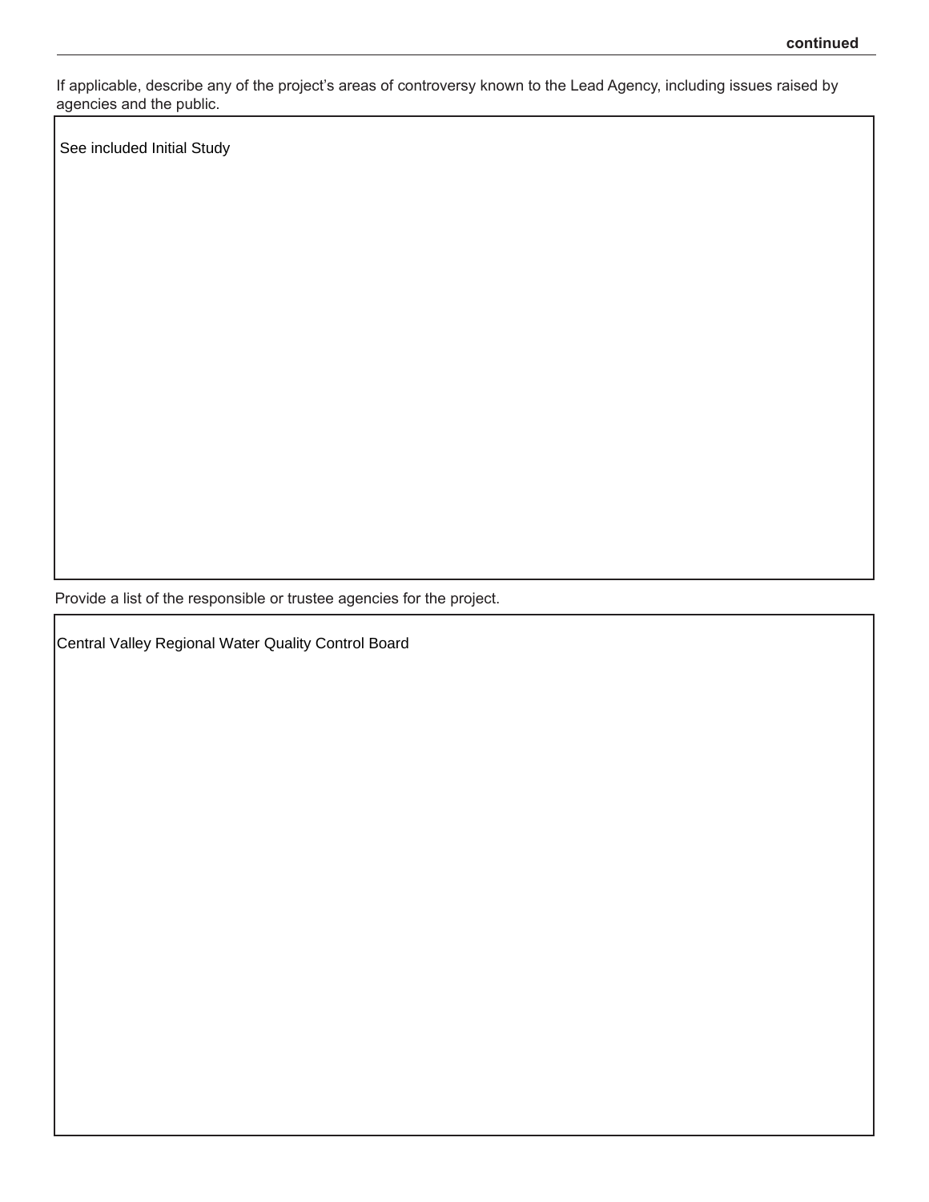If applicable, describe any of the project's areas of controversy known to the Lead Agency, including issues raised by agencies and the public.

See included Initial Study

Provide a list of the responsible or trustee agencies for the project.

Central Valley Regional Water Quality Control Board